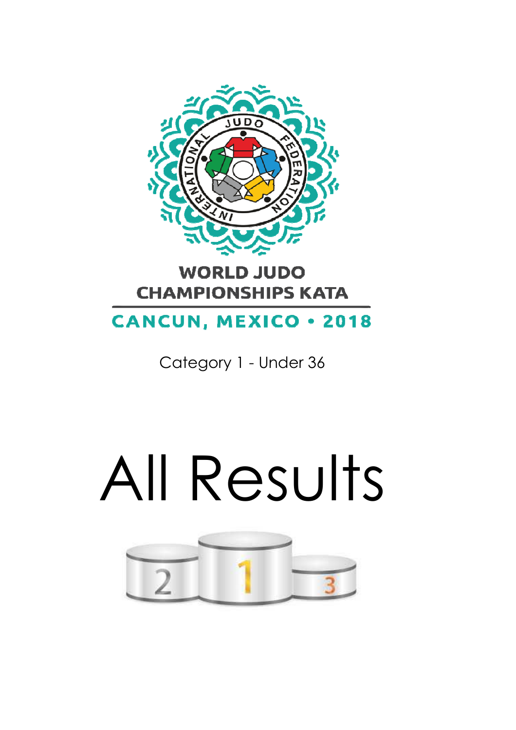# WORLD JUDO CHAMPIONSHIPS KATA

## CANCUN, MEXICO • 2018

Category 1 - Under 36

# All Results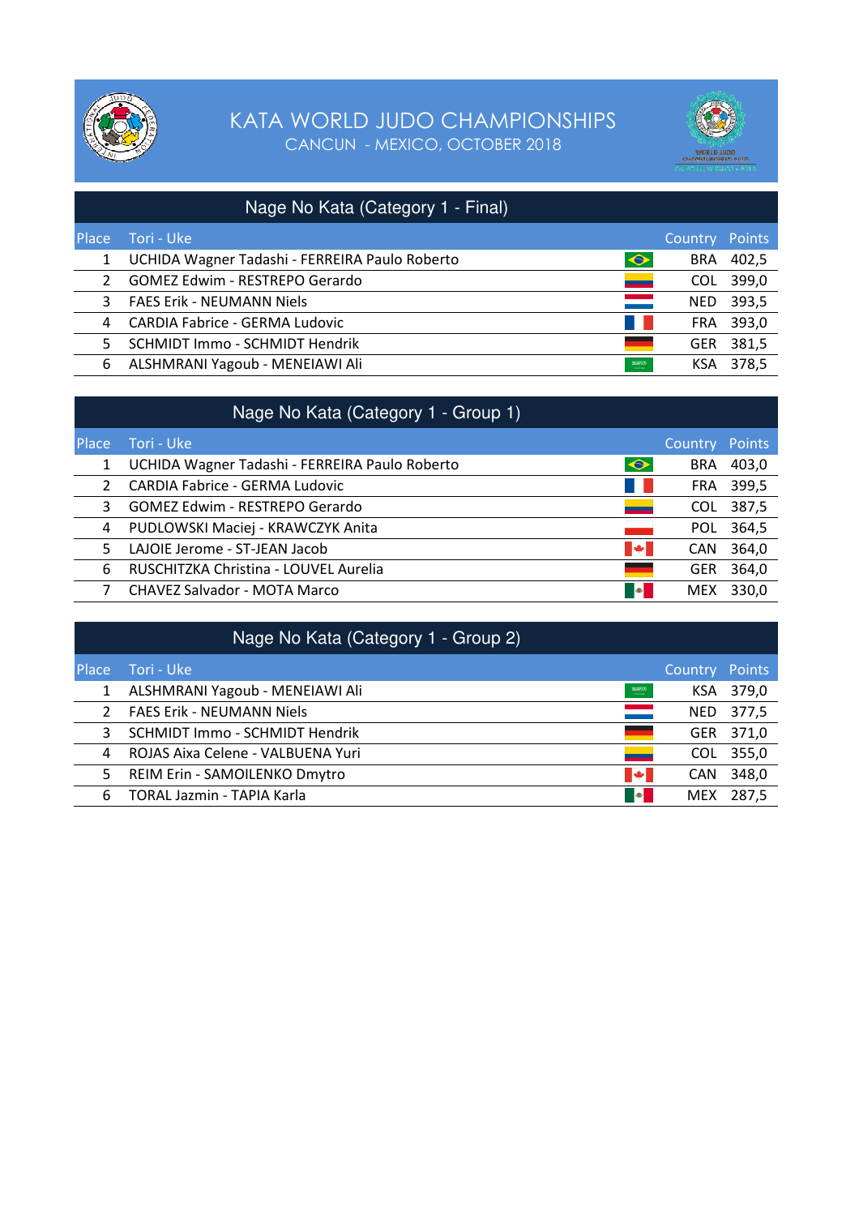# KATA WORLD JUDO CHAMPIONSHIPS

CANCUN - MEXICO, OCTOBER 2018

## Nage No Kata (Category 1 - Final)

| Place | Tori - Uke | Country | Points |
|---|---|---|---|
| 1 | UCHIDA Wagner Tadashi - FERREIRA Paulo Roberto | BRA | 402,5 |
| 2 | GOMEZ Edwim - RESTREPO Gerardo | COL | 399,0 |
| 3 | FAES Erik - NEUMANN Niels | NED | 393,5 |
| 4 | CARDIA Fabrice - GERMA Ludovic | FRA | 393,0 |
| 5 | SCHMIDT Immo - SCHMIDT Hendrik | GER | 381,5 |
| 6 | ALSHMRANI Yagoub - MENEIAWI Ali | KSA | 378,5 |

## Nage No Kata (Category 1 - Group 1)

| Place | Tori - Uke | Country | Points |
|---|---|---|---|
| 1 | UCHIDA Wagner Tadashi - FERREIRA Paulo Roberto | BRA | 403,0 |
| 2 | CARDIA Fabrice - GERMA Ludovic | FRA | 399,5 |
| 3 | GOMEZ Edwim - RESTREPO Gerardo | COL | 387,5 |
| 4 | PUDLOWSKI Maciej - KRAWCZYK Anita | POL | 364,5 |
| 5 | LAJOIE Jerome - ST-JEAN Jacob | CAN | 364,0 |
| 6 | RUSCHITZKA Christina - LOUVEL Aurelia | GER | 364,0 |
| 7 | CHAVEZ Salvador - MOTA Marco | MEX | 330,0 |

## Nage No Kata (Category 1 - Group 2)

| Place | Tori - Uke | Country | Points |
|---|---|---|---|
| 1 | ALSHMRANI Yagoub - MENEIAWI Ali | KSA | 379,0 |
| 2 | FAES Erik - NEUMANN Niels | NED | 377,5 |
| 3 | SCHMIDT Immo - SCHMIDT Hendrik | GER | 371,0 |
| 4 | ROJAS Aixa Celene - VALBUENA Yuri | COL | 355,0 |
| 5 | REIM Erin - SAMOILENKO Dmytro | CAN | 348,0 |
| 6 | TORAL Jazmin - TAPIA Karla | MEX | 287,5 |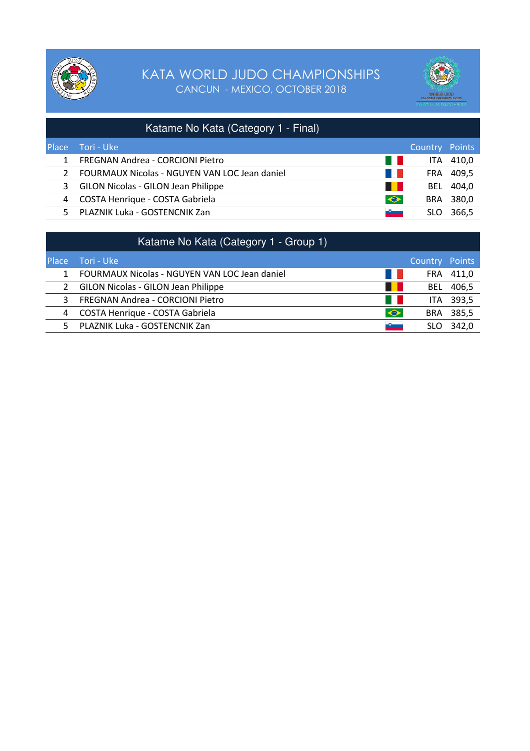# KATA WORLD JUDO CHAMPIONSHIPS

CANCUN - MEXICO, OCTOBER 2018

## Katame No Kata (Category 1 - Final)

| Place | Tori - Uke | Country | Points |
|---|---|---|---|
| 1 | FREGNAN Andrea - CORCIONI Pietro | ITA | 410,0 |
| 2 | FOURMAUX Nicolas - NGUYEN VAN LOC Jean daniel | FRA | 409,5 |
| 3 | GILON Nicolas - GILON Jean Philippe | BEL | 404,0 |
| 4 | COSTA Henrique - COSTA Gabriela | BRA | 380,0 |
| 5 | PLAZNIK Luka - GOSTENCNIK Zan | SLO | 366,5 |

## Katame No Kata (Category 1 - Group 1)

| Place | Tori - Uke | Country | Points |
|---|---|---|---|
| 1 | FOURMAUX Nicolas - NGUYEN VAN LOC Jean daniel | FRA | 411,0 |
| 2 | GILON Nicolas - GILON Jean Philippe | BEL | 406,5 |
| 3 | FREGNAN Andrea - CORCIONI Pietro | ITA | 393,5 |
| 4 | COSTA Henrique - COSTA Gabriela | BRA | 385,5 |
| 5 | PLAZNIK Luka - GOSTENCNIK Zan | SLO | 342,0 |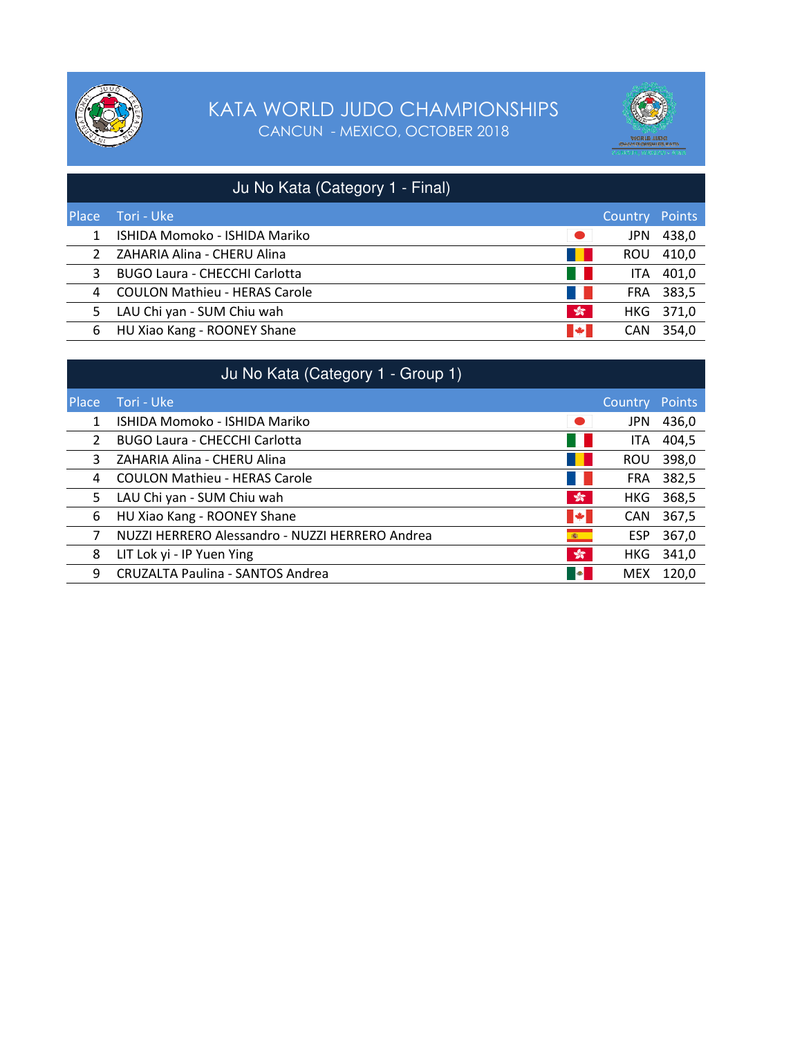# KATA WORLD JUDO CHAMPIONSHIPS

CANCUN - MEXICO, OCTOBER 2018

## Ju No Kata (Category 1 - Final)

| Place | Tori - Uke | Country | Points |
|---|---|---|---|
| 1 | ISHIDA Momoko - ISHIDA Mariko | JPN | 438,0 |
| 2 | ZAHARIA Alina - CHERU Alina | ROU | 410,0 |
| 3 | BUGO Laura - CHECCHI Carlotta | ITA | 401,0 |
| 4 | COULON Mathieu - HERAS Carole | FRA | 383,5 |
| 5 | LAU Chi yan - SUM Chiu wah | HKG | 371,0 |
| 6 | HU Xiao Kang - ROONEY Shane | CAN | 354,0 |

## Ju No Kata (Category 1 - Group 1)

| Place | Tori - Uke | Country | Points |
|---|---|---|---|
| 1 | ISHIDA Momoko - ISHIDA Mariko | JPN | 436,0 |
| 2 | BUGO Laura - CHECCHI Carlotta | ITA | 404,5 |
| 3 | ZAHARIA Alina - CHERU Alina | ROU | 398,0 |
| 4 | COULON Mathieu - HERAS Carole | FRA | 382,5 |
| 5 | LAU Chi yan - SUM Chiu wah | HKG | 368,5 |
| 6 | HU Xiao Kang - ROONEY Shane | CAN | 367,5 |
| 7 | NUZZI HERRERO Alessandro - NUZZI HERRERO Andrea | ESP | 367,0 |
| 8 | LIT Lok yi - IP Yuen Ying | HKG | 341,0 |
| 9 | CRUZALTA Paulina - SANTOS Andrea | MEX | 120,0 |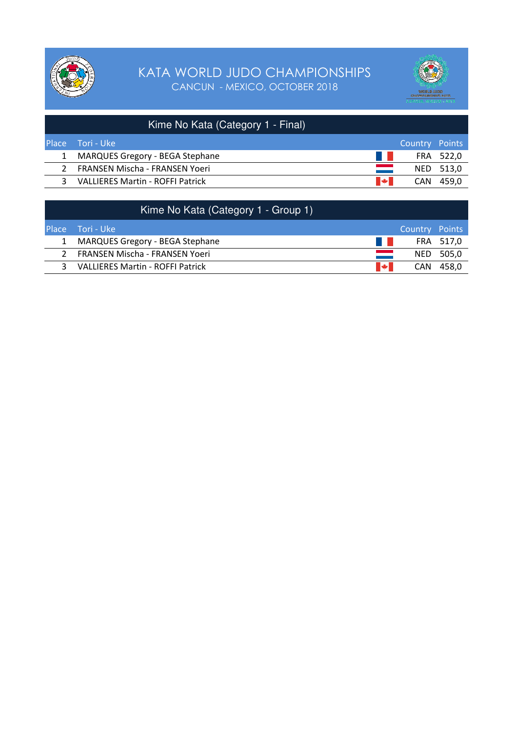# KATA WORLD JUDO CHAMPIONSHIPS

CANCUN - MEXICO, OCTOBER 2018

## Kime No Kata (Category 1 - Final)

| Place | Tori - Uke | Country | Points |
|---|---|---|---|
| 1 | MARQUES Gregory - BEGA Stephane | FRA | 522,0 |
| 2 | FRANSEN Mischa - FRANSEN Yoeri | NED | 513,0 |
| 3 | VALLIERES Martin - ROFFI Patrick | CAN | 459,0 |

## Kime No Kata (Category 1 - Group 1)

| Place | Tori - Uke | Country | Points |
|---|---|---|---|
| 1 | MARQUES Gregory - BEGA Stephane | FRA | 517,0 |
| 2 | FRANSEN Mischa - FRANSEN Yoeri | NED | 505,0 |
| 3 | VALLIERES Martin - ROFFI Patrick | CAN | 458,0 |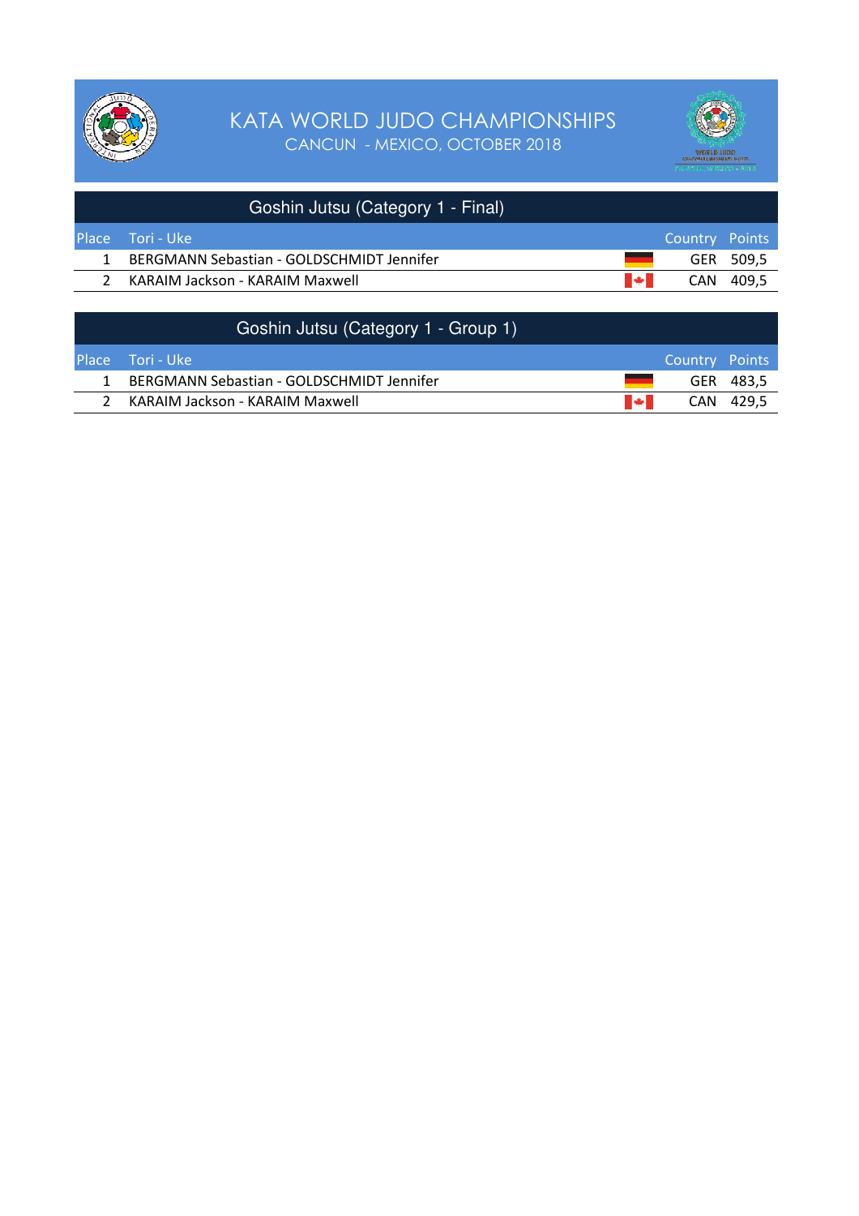# KATA WORLD JUDO CHAMPIONSHIPS

CANCUN - MEXICO, OCTOBER 2018

## Goshin Jutsu (Category 1 - Final)

| Place | Tori - Uke | Country | Points |
|---|---|---|---|
| 1 | BERGMANN Sebastian - GOLDSCHMIDT Jennifer | GER | 509,5 |
| 2 | KARAIM Jackson - KARAIM Maxwell | CAN | 409,5 |

## Goshin Jutsu (Category 1 - Group 1)

| Place | Tori - Uke | Country | Points |
|---|---|---|---|
| 1 | BERGMANN Sebastian - GOLDSCHMIDT Jennifer | GER | 483,5 |
| 2 | KARAIM Jackson - KARAIM Maxwell | CAN | 429,5 |